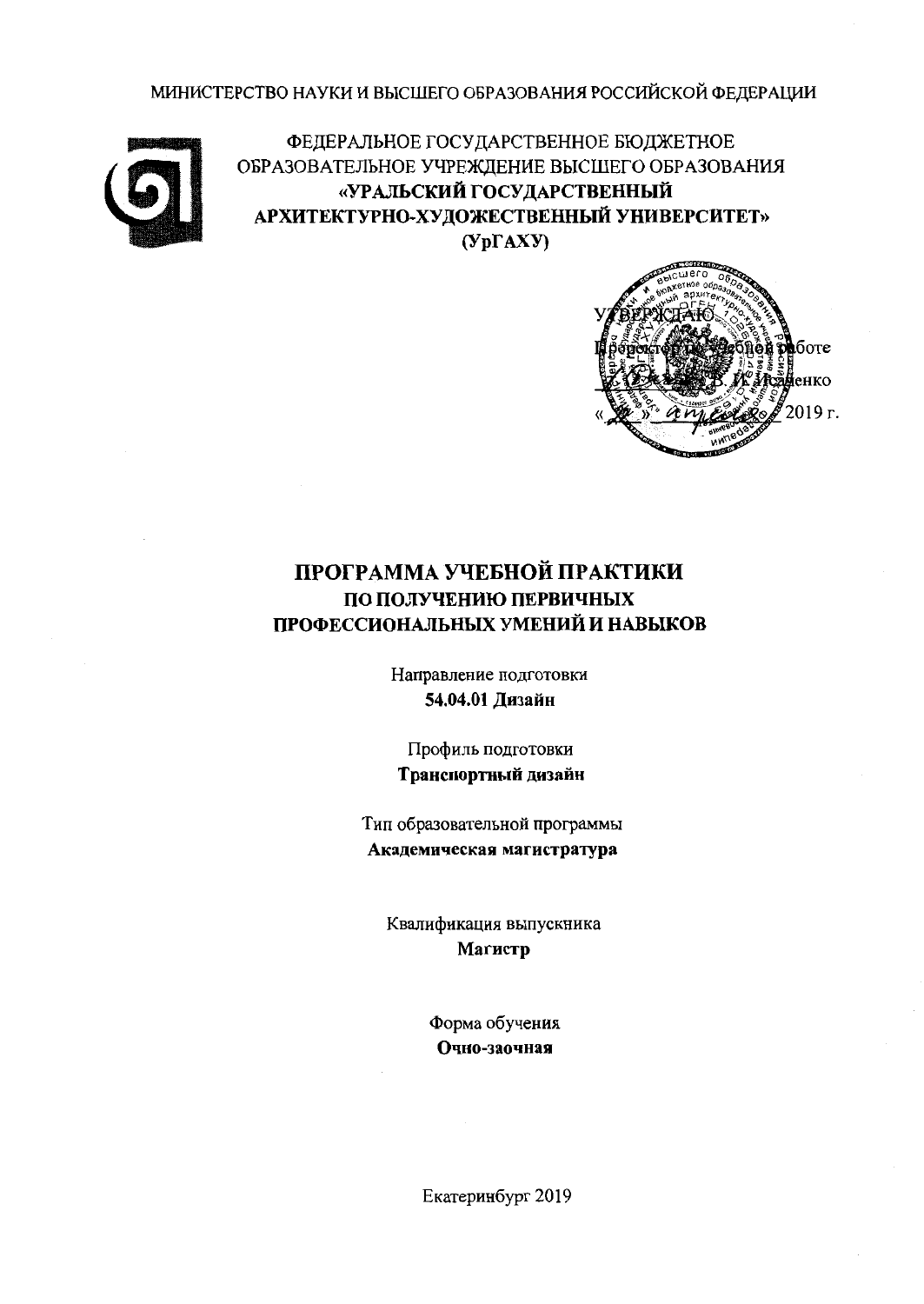МИНИСТЕРСТВО НАУКИ И ВЫСШЕГО ОБРАЗОВАНИЯ РОССИЙСКОЙ ФЕДЕРАЦИИ

ФЕДЕРАЛЬНОЕ ГОСУДАРСТВЕННОЕ БЮДЖЕТНОЕ ОБРАЗОВАТЕЛЬНОЕ УЧРЕЖДЕНИЕ ВЫСШЕГО ОБРАЗОВАНИЯ
**«УРАЛЬСКИЙ ГОСУДАРСТВЕННЫЙ АРХИТЕКТУРНО-ХУДОЖЕСТВЕННЫЙ УНИВЕРСИТЕТ»**
**(УрГАХУ)**

УТВЕРЖДАЮ
Проректор по учебной работе
\_\_\_\_\_\_\_\_ В. И. Исаченко
« \_\_ » \_\_\_\_\_\_\_\_ 2019 г.

# ПРОГРАММА УЧЕБНОЙ ПРАКТИКИ ПО ПОЛУЧЕНИЮ ПЕРВИЧНЫХ ПРОФЕССИОНАЛЬНЫХ УМЕНИЙ И НАВЫКОВ

Направление подготовки
**54.04.01 Дизайн**

Профиль подготовки
**Транспортный дизайн**

Тип образовательной программы
**Академическая магистратура**

Квалификация выпускника
**Магистр**

Форма обучения
**Очно-заочная**

Екатеринбург 2019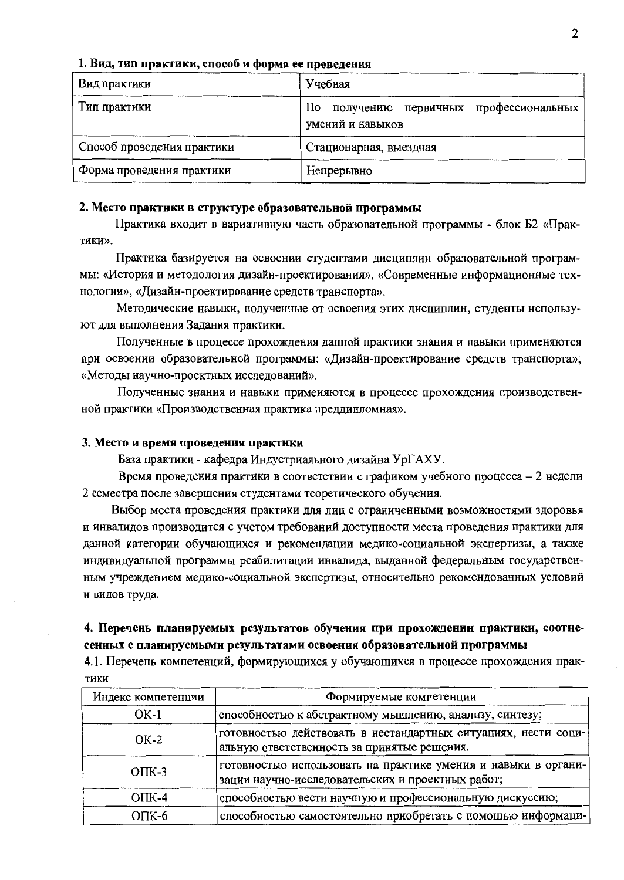**1. Вид, тип практики, способ и форма ее проведения**

| Вид практики | Учебная |
|---|---|
| Тип практики | По получению первичных профессиональных умений и навыков |
| Способ проведения практики | Стационарная, выездная |
| Форма проведения практики | Непрерывно |

**2. Место практики в структуре образовательной программы**

Практика входит в вариативную часть образовательной программы - блок Б2 «Практики».

Практика базируется на освоении студентами дисциплин образовательной программы: «История и методология дизайн-проектирования», «Современные информационные технологии», «Дизайн-проектирование средств транспорта».

Методические навыки, полученные от освоения этих дисциплин, студенты используют для выполнения Задания практики.

Полученные в процессе прохождения данной практики знания и навыки применяются при освоении образовательной программы: «Дизайн-проектирование средств транспорта», «Методы научно-проектных исследований».

Полученные знания и навыки применяются в процессе прохождения производственной практики «Производственная практика преддипломная».

**3. Место и время проведения практики**

База практики - кафедра Индустриального дизайна УрГАХУ.

Время проведения практики в соответствии с графиком учебного процесса – 2 недели 2 семестра после завершения студентами теоретического обучения.

Выбор места проведения практики для лиц с ограниченными возможностями здоровья и инвалидов производится с учетом требований доступности места проведения практики для данной категории обучающихся и рекомендации медико-социальной экспертизы, а также индивидуальной программы реабилитации инвалида, выданной федеральным государственным учреждением медико-социальной экспертизы, относительно рекомендованных условий и видов труда.

**4. Перечень планируемых результатов обучения при прохождении практики, соотнесенных с планируемыми результатами освоения образовательной программы**

4.1. Перечень компетенций, формирующихся у обучающихся в процессе прохождения практики

| Индекс компетенции | Формируемые компетенции |
|---|---|
| ОК-1 | способностью к абстрактному мышлению, анализу, синтезу; |
| ОК-2 | готовностью действовать в нестандартных ситуациях, нести социальную ответственность за принятые решения. |
| ОПК-3 | готовностью использовать на практике умения и навыки в организации научно-исследовательских и проектных работ; |
| ОПК-4 | способностью вести научную и профессиональную дискуссию; |
| ОПК-6 | способностью самостоятельно приобретать с помощью информаци- |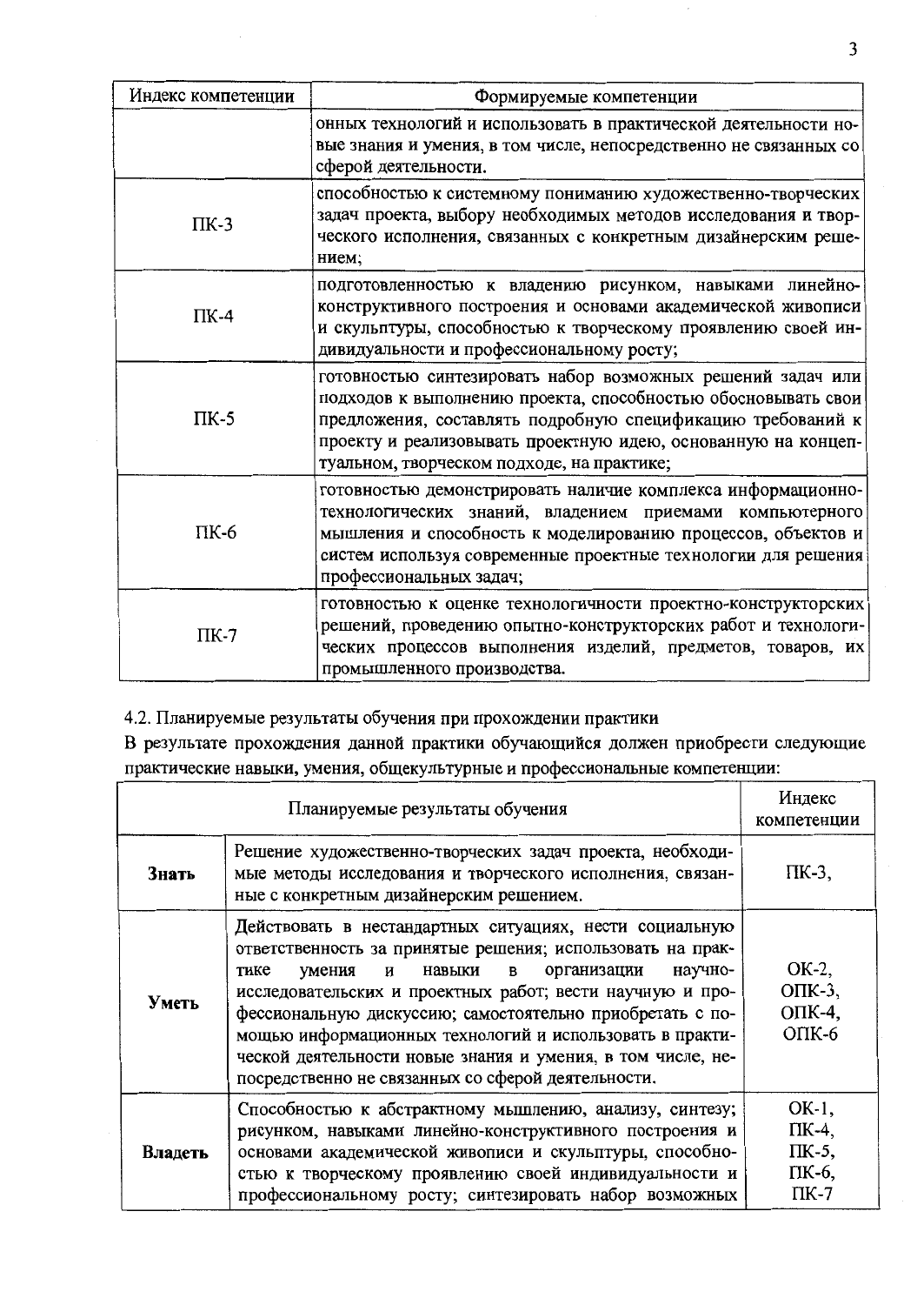| Индекс компетенции | Формируемые компетенции |
|---|---|
| | онных технологий и использовать в практической деятельности новые знания и умения, в том числе, непосредственно не связанных со сферой деятельности. |
| ПК-3 | способностью к системному пониманию художественно-творческих задач проекта, выбору необходимых методов исследования и творческого исполнения, связанных с конкретным дизайнерским решением; |
| ПК-4 | подготовленностью к владению рисунком, навыками линейно-конструктивного построения и основами академической живописи и скульптуры, способностью к творческому проявлению своей индивидуальности и профессиональному росту; |
| ПК-5 | готовностью синтезировать набор возможных решений задач или подходов к выполнению проекта, способностью обосновывать свои предложения, составлять подробную спецификацию требований к проекту и реализовывать проектную идею, основанную на концептуальном, творческом подходе, на практике; |
| ПК-6 | готовностью демонстрировать наличие комплекса информационно-технологических знаний, владением приемами компьютерного мышления и способность к моделированию процессов, объектов и систем используя современные проектные технологии для решения профессиональных задач; |
| ПК-7 | готовностью к оценке технологичности проектно-конструкторских решений, проведению опытно-конструкторских работ и технологических процессов выполнения изделий, предметов, товаров, их промышленного производства. |

4.2. Планируемые результаты обучения при прохождении практики

В результате прохождения данной практики обучающийся должен приобрести следующие практические навыки, умения, общекультурные и профессиональные компетенции:

| Планируемые результаты обучения | | Индекс компетенции |
|---|---|---|
| **Знать** | Решение художественно-творческих задач проекта, необходимые методы исследования и творческого исполнения, связанные с конкретным дизайнерским решением. | ПК-3, |
| **Уметь** | Действовать в нестандартных ситуациях, нести социальную ответственность за принятые решения; использовать на практике умения и навыки в организации научно-исследовательских и проектных работ; вести научную и профессиональную дискуссию; самостоятельно приобретать с помощью информационных технологий и использовать в практической деятельности новые знания и умения, в том числе, непосредственно не связанных со сферой деятельности. | ОК-2, ОПК-3, ОПК-4, ОПК-6 |
| **Владеть** | Способностью к абстрактному мышлению, анализу, синтезу; рисунком, навыками линейно-конструктивного построения и основами академической живописи и скульптуры, способностью к творческому проявлению своей индивидуальности и профессиональному росту; синтезировать набор возможных | ОК-1, ПК-4, ПК-5, ПК-6, ПК-7 |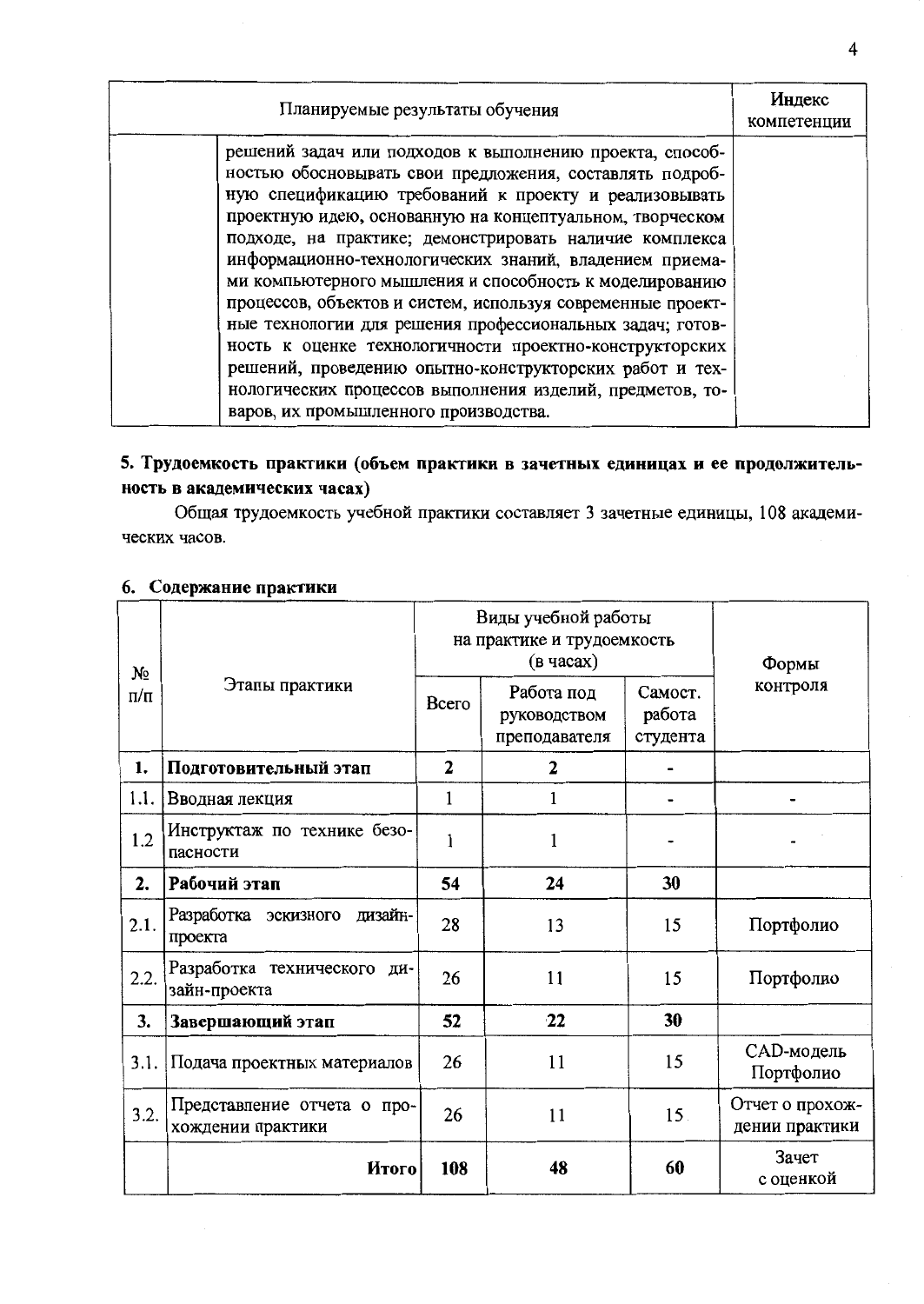| Планируемые результаты обучения | | Индекс компетенции |
|---|---|---|
| | решений задач или подходов к выполнению проекта, способностью обосновывать свои предложения, составлять подробную спецификацию требований к проекту и реализовывать проектную идею, основанную на концептуальном, творческом подходе, на практике; демонстрировать наличие комплекса информационно-технологических знаний, владением приемами компьютерного мышления и способность к моделированию процессов, объектов и систем, используя современные проектные технологии для решения профессиональных задач; готовность к оценке технологичности проектно-конструкторских решений, проведению опытно-конструкторских работ и технологических процессов выполнения изделий, предметов, товаров, их промышленного производства. | |

## 5. Трудоемкость практики (объем практики в зачетных единицах и ее продолжительность в академических часах)

Общая трудоемкость учебной практики составляет 3 зачетные единицы, 108 академических часов.

## 6. Содержание практики

| № п/п | Этапы практики | Виды учебной работы на практике и трудоемкость (в часах) | | | Формы контроля |
|---|---|---|---|---|---|
| | | Всего | Работа под руководством преподавателя | Самост. работа студента | |
| **1.** | **Подготовительный этап** | **2** | **2** | - | |
| 1.1. | Вводная лекция | 1 | 1 | - | - |
| 1.2 | Инструктаж по технике безопасности | 1 | 1 | - | - |
| **2.** | **Рабочий этап** | **54** | **24** | **30** | |
| 2.1. | Разработка эскизного дизайн-проекта | 28 | 13 | 15 | Портфолио |
| 2.2. | Разработка технического дизайн-проекта | 26 | 11 | 15 | Портфолио |
| **3.** | **Завершающий этап** | **52** | **22** | **30** | |
| 3.1. | Подача проектных материалов | 26 | 11 | 15 | CAD-модель Портфолио |
| 3.2. | Представление отчета о прохождении практики | 26 | 11 | 15 | Отчет о прохождении практики |
| | **Итого** | **108** | **48** | **60** | Зачет с оценкой |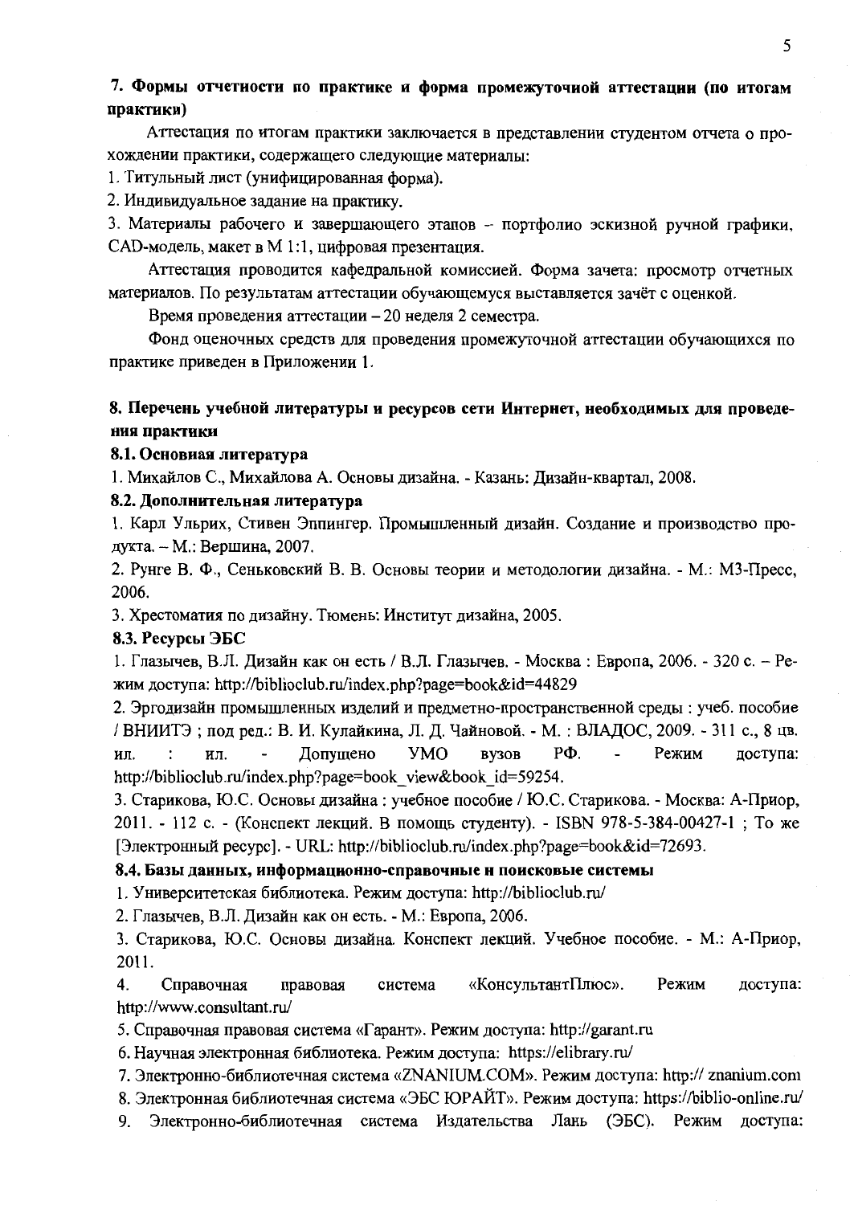## 7. Формы отчетности по практике и форма промежуточной аттестации (по итогам практики)

Аттестация по итогам практики заключается в представлении студентом отчета о прохождении практики, содержащего следующие материалы:

1. Титульный лист (унифицированная форма).
2. Индивидуальное задание на практику.
3. Материалы рабочего и завершающего этапов – портфолио эскизной ручной графики, CAD-модель, макет в М 1:1, цифровая презентация.

Аттестация проводится кафедральной комиссией. Форма зачета: просмотр отчетных материалов. По результатам аттестации обучающемуся выставляется зачёт с оценкой.

Время проведения аттестации – 20 неделя 2 семестра.

Фонд оценочных средств для проведения промежуточной аттестации обучающихся по практике приведен в Приложении 1.

## 8. Перечень учебной литературы и ресурсов сети Интернет, необходимых для проведения практики

### 8.1. Основная литература

1. Михайлов С., Михайлова А. Основы дизайна. - Казань: Дизайн-квартал, 2008.

### 8.2. Дополнительная литература

1. Карл Ульрих, Стивен Эппингер. Промышленный дизайн. Создание и производство продукта. – М.: Вершина, 2007.
2. Рунге В. Ф., Сеньковский В. В. Основы теории и методологии дизайна. - М.: МЗ-Пресс, 2006.
3. Хрестоматия по дизайну. Тюмень: Институт дизайна, 2005.

### 8.3. Ресурсы ЭБС

1. Глазычев, В.Л. Дизайн как он есть / В.Л. Глазычев. - Москва : Европа, 2006. - 320 с. – Режим доступа: http://biblioclub.ru/index.php?page=book&id=44829
2. Эргодизайн промышленных изделий и предметно-пространственной среды : учеб. пособие / ВНИИТЭ ; под ред.: В. И. Кулайкина, Л. Д. Чайновой. - М. : ВЛАДОС, 2009. - 311 с., 8 цв. ил. : ил. - Допущено УМО вузов РФ. - Режим доступа: http://biblioclub.ru/index.php?page=book_view&book_id=59254.
3. Старикова, Ю.С. Основы дизайна : учебное пособие / Ю.С. Старикова. - Москва: А-Приор, 2011. - 112 с. - (Конспект лекций. В помощь студенту). - ISBN 978-5-384-00427-1 ; То же [Электронный ресурс]. - URL: http://biblioclub.ru/index.php?page=book&id=72693.

### 8.4. Базы данных, информационно-справочные и поисковые системы

1. Университетская библиотека. Режим доступа: http://biblioclub.ru/
2. Глазычев, В.Л. Дизайн как он есть. - М.: Европа, 2006.
3. Старикова, Ю.С. Основы дизайна. Конспект лекций. Учебное пособие. - М.: А-Приор, 2011.
4. Справочная правовая система «КонсультантПлюс». Режим доступа: http://www.consultant.ru/
5. Справочная правовая система «Гарант». Режим доступа: http://garant.ru
6. Научная электронная библиотека. Режим доступа: https://elibrary.ru/
7. Электронно-библиотечная система «ZNANIUM.COM». Режим доступа: http:// znanium.com
8. Электронная библиотечная система «ЭБС ЮРАЙТ». Режим доступа: https://biblio-online.ru/
9. Электронно-библиотечная система Издательства Лань (ЭБС). Режим доступа: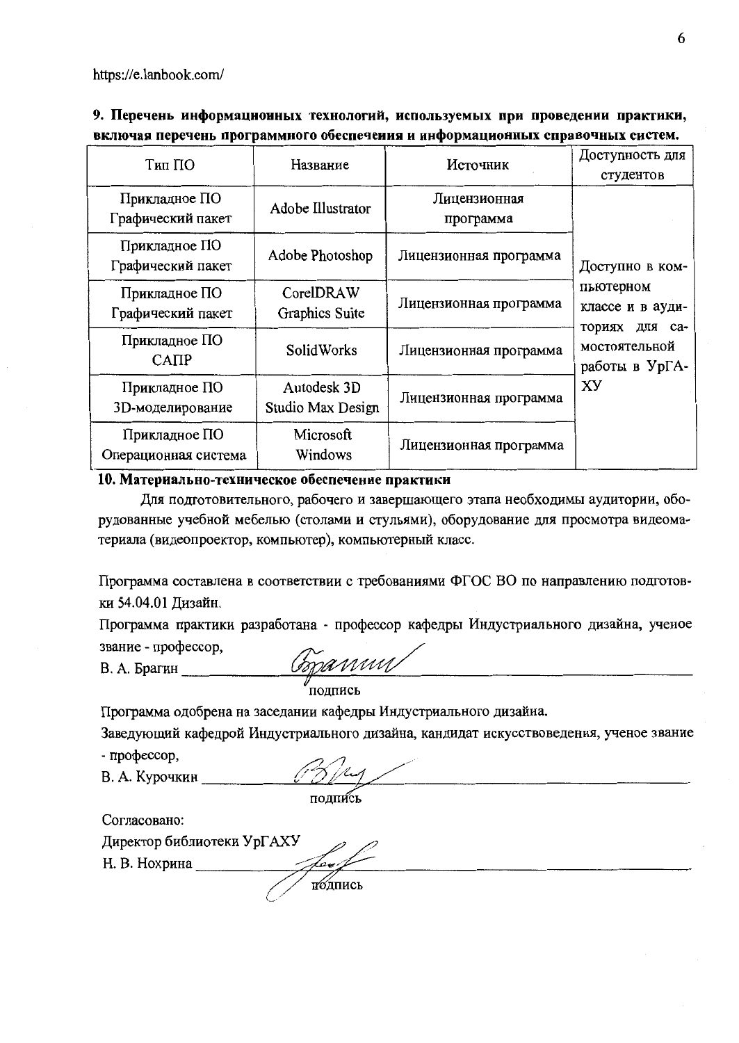https://e.lanbook.com/

**9. Перечень информационных технологий, используемых при проведении практики, включая перечень программного обеспечения и информационных справочных систем.**

| Тип ПО | Название | Источник | Доступность для студентов |
|---|---|---|---|
| Прикладное ПО Графический пакет | Adobe Illustrator | Лицензионная программа | Доступно в компьютерном классе и в аудиториях для самостоятельной работы в УрГАХУ |
| Прикладное ПО Графический пакет | Adobe Photoshop | Лицензионная программа | |
| Прикладное ПО Графический пакет | CorelDRAW Graphics Suite | Лицензионная программа | |
| Прикладное ПО САПР | SolidWorks | Лицензионная программа | |
| Прикладное ПО 3D-моделирование | Autodesk 3D Studio Max Design | Лицензионная программа | |
| Прикладное ПО Операционная система | Microsoft Windows | Лицензионная программа | |

**10. Материально-техническое обеспечение практики**

Для подготовительного, рабочего и завершающего этапа необходимы аудитории, оборудованные учебной мебелью (столами и стульями), оборудование для просмотра видеоматериала (видеопроектор, компьютер), компьютерный класс.

Программа составлена в соответствии с требованиями ФГОС ВО по направлению подготовки 54.04.01 Дизайн.

Программа практики разработана - профессор кафедры Индустриального дизайна, ученое звание - профессор,

В. А. Брагин ____________________
подпись

Программа одобрена на заседании кафедры Индустриального дизайна.

Заведующий кафедрой Индустриального дизайна, кандидат искусствоведения, ученое звание - профессор,

В. А. Курочкин ____________________
подпись

Согласовано:

Директор библиотеки УрГАХУ

Н. В. Нохрина ____________________
подпись